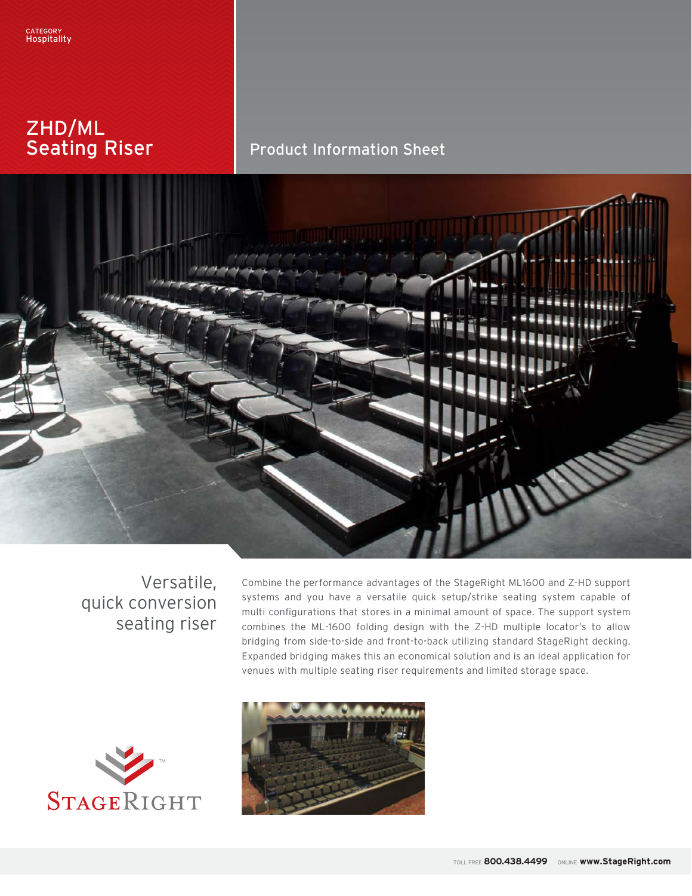CATEGORY
Hospitality

# ZHD/ML Seating Riser

## Product Information Sheet

### Versatile, quick conversion seating riser

Combine the performance advantages of the StageRight ML1600 and Z-HD support systems and you have a versatile quick setup/strike seating system capable of multi configurations that stores in a minimal amount of space. The support system combines the ML-1600 folding design with the Z-HD multiple locator's to allow bridging from side-to-side and front-to-back utilizing standard StageRight decking. Expanded bridging makes this an economical solution and is an ideal application for venues with multiple seating riser requirements and limited storage space.

StageRight™

TOLL FREE **800.438.4499** ONLINE **www.StageRight.com**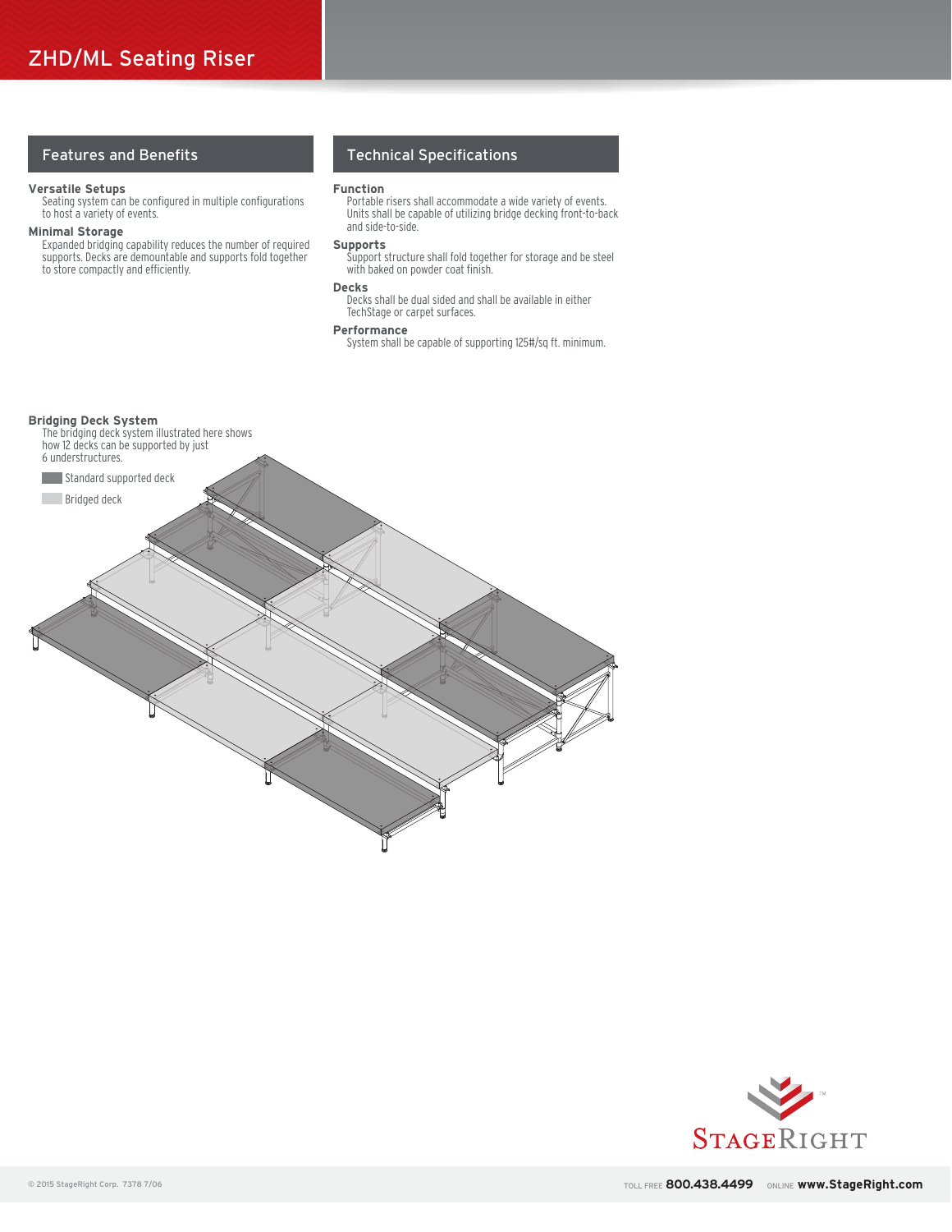# ZHD/ML Seating Riser

## Features and Benefits

**Versatile Setups**
Seating system can be configured in multiple configurations to host a variety of events.

**Minimal Storage**
Expanded bridging capability reduces the number of required supports. Decks are demountable and supports fold together to store compactly and efficiently.

## Technical Specifications

**Function**
Portable risers shall accommodate a wide variety of events. Units shall be capable of utilizing bridge decking front-to-back and side-to-side.

**Supports**
Support structure shall fold together for storage and be steel with baked on powder coat finish.

**Decks**
Decks shall be dual sided and shall be available in either TechStage or carpet surfaces.

**Performance**
System shall be capable of supporting 125#/sq ft. minimum.

**Bridging Deck System**
The bridging deck system illustrated here shows how 12 decks can be supported by just 6 understructures.

Standard supported deck

Bridged deck

StageRight

© 2015 StageRight Corp. 7378 7/06

TOLL FREE **800.438.4499** ONLINE **www.StageRight.com**